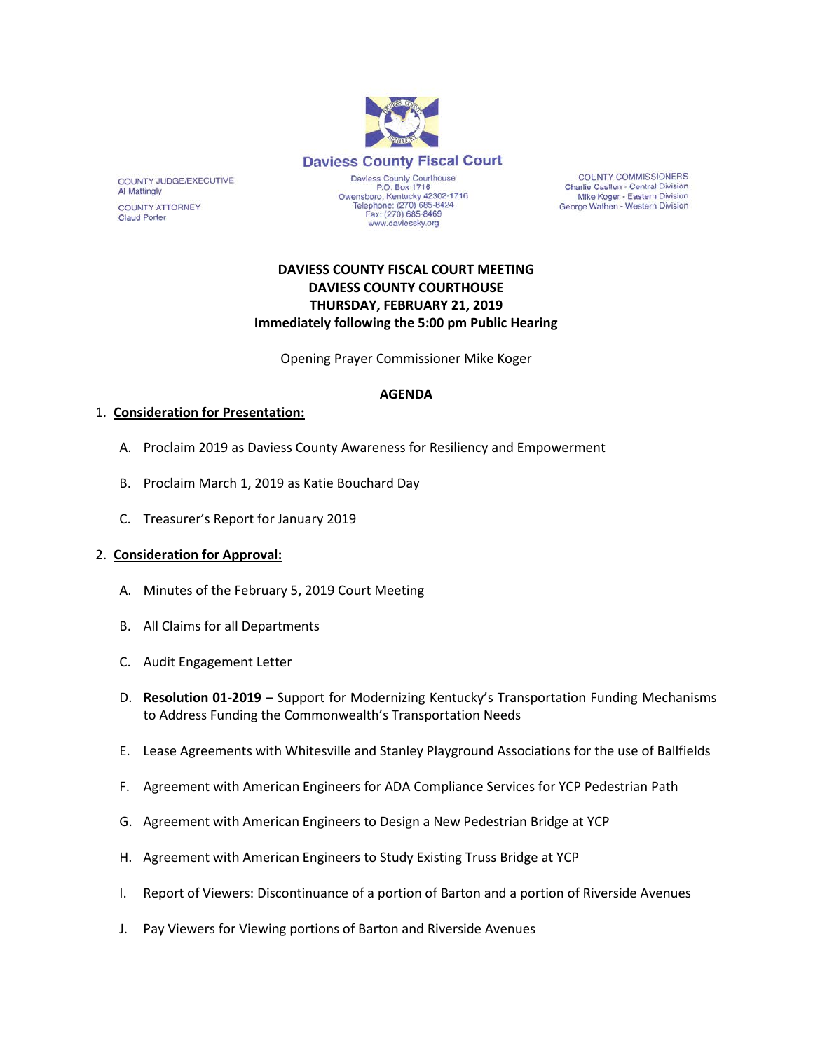**Daviess County Fiscal Court**

COUNTY JUDGE/EXECUTIVE
Al Mattingly

COUNTY ATTORNEY
Claud Porter

Daviess County Courthouse
P.O. Box 1716
Owensboro, Kentucky 42302-1716
Telephone: (270) 685-8424
Fax: (270) 685-8469
www.daviessky.org

COUNTY COMMISSIONERS
Charlie Castlen - Central Division
Mike Koger - Eastern Division
George Wathen - Western Division

**DAVIESS COUNTY FISCAL COURT MEETING**
**DAVIESS COUNTY COURTHOUSE**
**THURSDAY, FEBRUARY 21, 2019**
**Immediately following the 5:00 pm Public Hearing**

Opening Prayer Commissioner Mike Koger

**AGENDA**

1. **Consideration for Presentation:**

   A. Proclaim 2019 as Daviess County Awareness for Resiliency and Empowerment

   B. Proclaim March 1, 2019 as Katie Bouchard Day

   C. Treasurer's Report for January 2019

2. **Consideration for Approval:**

   A. Minutes of the February 5, 2019 Court Meeting

   B. All Claims for all Departments

   C. Audit Engagement Letter

   D. **Resolution 01-2019** – Support for Modernizing Kentucky's Transportation Funding Mechanisms to Address Funding the Commonwealth's Transportation Needs

   E. Lease Agreements with Whitesville and Stanley Playground Associations for the use of Ballfields

   F. Agreement with American Engineers for ADA Compliance Services for YCP Pedestrian Path

   G. Agreement with American Engineers to Design a New Pedestrian Bridge at YCP

   H. Agreement with American Engineers to Study Existing Truss Bridge at YCP

   I. Report of Viewers: Discontinuance of a portion of Barton and a portion of Riverside Avenues

   J. Pay Viewers for Viewing portions of Barton and Riverside Avenues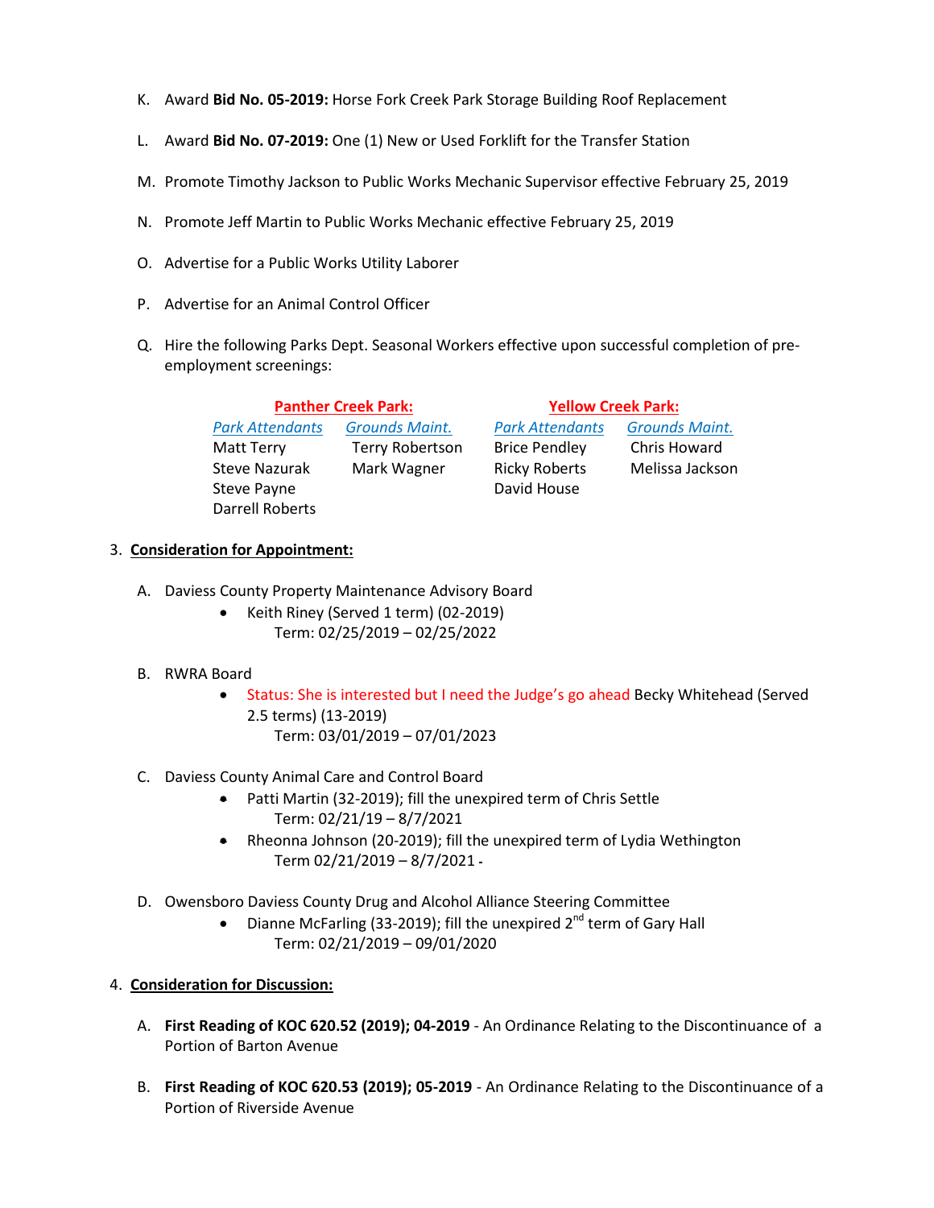K. Award **Bid No. 05-2019:** Horse Fork Creek Park Storage Building Roof Replacement

L. Award **Bid No. 07-2019:** One (1) New or Used Forklift for the Transfer Station

M. Promote Timothy Jackson to Public Works Mechanic Supervisor effective February 25, 2019

N. Promote Jeff Martin to Public Works Mechanic effective February 25, 2019

O. Advertise for a Public Works Utility Laborer

P. Advertise for an Animal Control Officer

Q. Hire the following Parks Dept. Seasonal Workers effective upon successful completion of pre-employment screenings:

| Panther Creek Park: | | Yellow Creek Park: | |
|---|---|---|---|
| *Park Attendants* | *Grounds Maint.* | *Park Attendants* | *Grounds Maint.* |
| Matt Terry | Terry Robertson | Brice Pendley | Chris Howard |
| Steve Nazurak | Mark Wagner | Ricky Roberts | Melissa Jackson |
| Steve Payne | | David House | |
| Darrell Roberts | | | |

3. **Consideration for Appointment:**

A. Daviess County Property Maintenance Advisory Board
- Keith Riney (Served 1 term) (02-2019)
  Term: 02/25/2019 – 02/25/2022

B. RWRA Board
- Status: She is interested but I need the Judge's go ahead Becky Whitehead (Served 2.5 terms) (13-2019)
  Term: 03/01/2019 – 07/01/2023

C. Daviess County Animal Care and Control Board
- Patti Martin (32-2019); fill the unexpired term of Chris Settle
  Term: 02/21/19 – 8/7/2021
- Rheonna Johnson (20-2019); fill the unexpired term of Lydia Wethington
  Term 02/21/2019 – 8/7/2021

D. Owensboro Daviess County Drug and Alcohol Alliance Steering Committee
- Dianne McFarling (33-2019); fill the unexpired 2nd term of Gary Hall
  Term: 02/21/2019 – 09/01/2020

4. **Consideration for Discussion:**

A. **First Reading of KOC 620.52 (2019); 04-2019** - An Ordinance Relating to the Discontinuance of a Portion of Barton Avenue

B. **First Reading of KOC 620.53 (2019); 05-2019** - An Ordinance Relating to the Discontinuance of a Portion of Riverside Avenue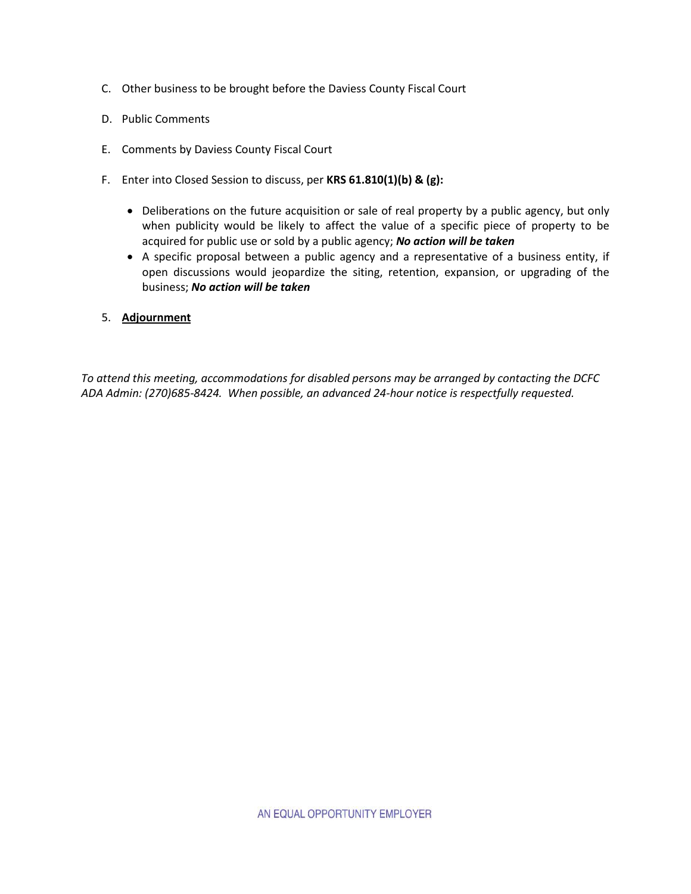C. Other business to be brought before the Daviess County Fiscal Court

D. Public Comments

E. Comments by Daviess County Fiscal Court

F. Enter into Closed Session to discuss, per **KRS 61.810(1)(b) & (g):**

- Deliberations on the future acquisition or sale of real property by a public agency, but only when publicity would be likely to affect the value of a specific piece of property to be acquired for public use or sold by a public agency; ***No action will be taken***
- A specific proposal between a public agency and a representative of a business entity, if open discussions would jeopardize the siting, retention, expansion, or upgrading of the business; ***No action will be taken***

5. **<u>Adjournment</u>**

*To attend this meeting, accommodations for disabled persons may be arranged by contacting the DCFC ADA Admin: (270)685-8424. When possible, an advanced 24-hour notice is respectfully requested.*

AN EQUAL OPPORTUNITY EMPLOYER